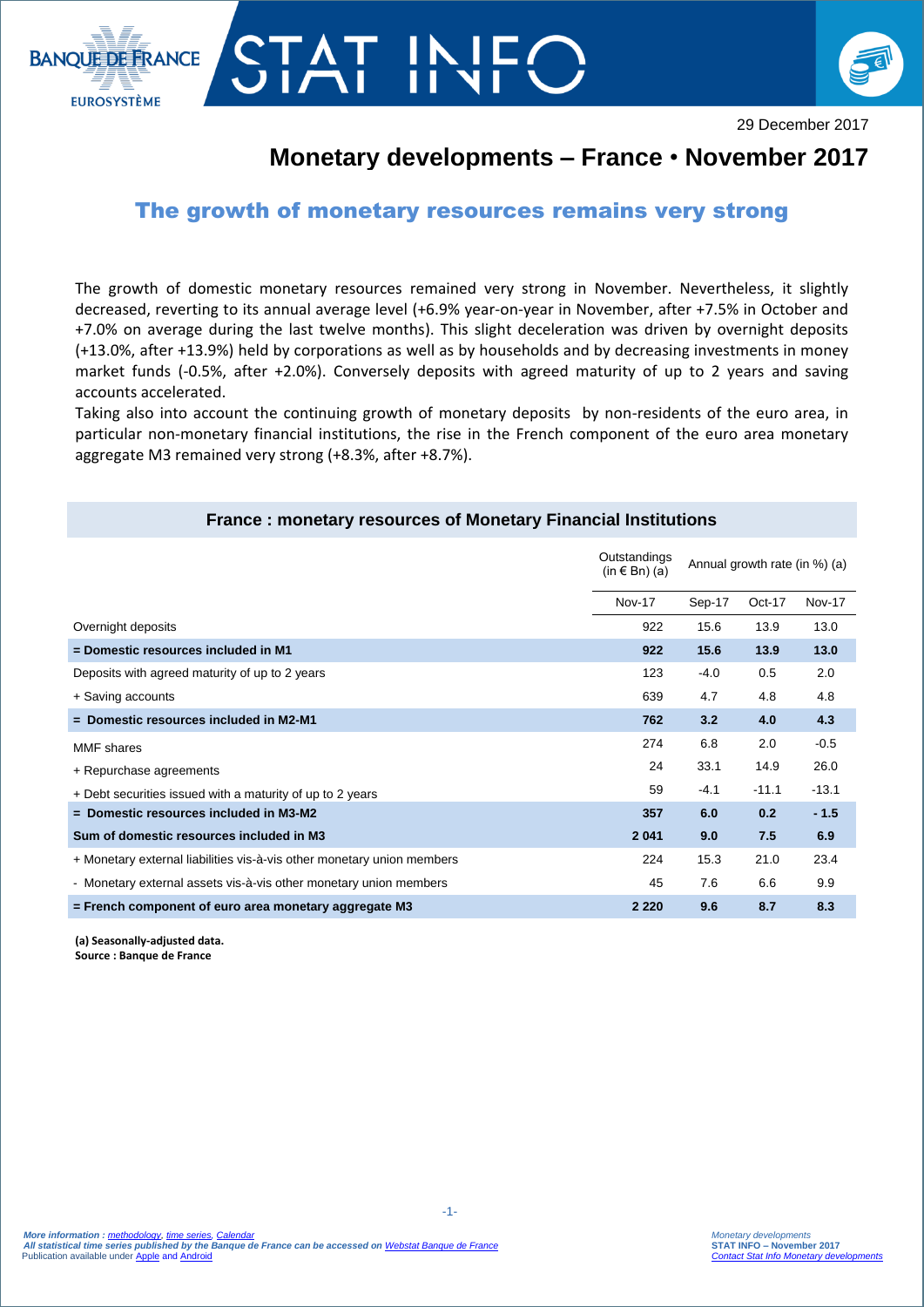29 December 2017

# Monetary developments – France • November 2017

## The growth of monetary resources remains very strong

The growth of domestic monetary resources remained very strong in November. Nevertheless, it slightly decreased, reverting to its annual average level (+6.9% year-on-year in November, after +7.5% in October and +7.0% on average during the last twelve months). This slight deceleration was driven by overnight deposits (+13.0%, after +13.9%) held by corporations as well as by households and by decreasing investments in money market funds (-0.5%, after +2.0%). Conversely deposits with agreed maturity of up to 2 years and saving accounts accelerated.

Taking also into account the continuing growth of monetary deposits by non-residents of the euro area, in particular non-monetary financial institutions, the rise in the French component of the euro area monetary aggregate M3 remained very strong (+8.3%, after +8.7%).

### France : monetary resources of Monetary Financial Institutions

| | Outstandings (in € Bn) (a) | Annual growth rate (in %) (a) | | |
|---|---|---|---|---|
| | Nov-17 | Sep-17 | Oct-17 | Nov-17 |
| Overnight deposits | 922 | 15.6 | 13.9 | 13.0 |
| **= Domestic resources included in M1** | **922** | **15.6** | **13.9** | **13.0** |
| Deposits with agreed maturity of up to 2 years | 123 | -4.0 | 0.5 | 2.0 |
| + Saving accounts | 639 | 4.7 | 4.8 | 4.8 |
| **= Domestic resources included in M2-M1** | **762** | **3.2** | **4.0** | **4.3** |
| MMF shares | 274 | 6.8 | 2.0 | -0.5 |
| + Repurchase agreements | 24 | 33.1 | 14.9 | 26.0 |
| + Debt securities issued with a maturity of up to 2 years | 59 | -4.1 | -11.1 | -13.1 |
| **= Domestic resources included in M3-M2** | **357** | **6.0** | **0.2** | **- 1.5** |
| **Sum of domestic resources included in M3** | **2 041** | **9.0** | **7.5** | **6.9** |
| + Monetary external liabilities vis-à-vis other monetary union members | 224 | 15.3 | 21.0 | 23.4 |
| - Monetary external assets vis-à-vis other monetary union members | 45 | 7.6 | 6.6 | 9.9 |
| **= French component of euro area monetary aggregate M3** | **2 220** | **9.6** | **8.7** | **8.3** |

**(a) Seasonally-adjusted data.**
**Source : Banque de France**

*More information : methodology, time series, Calendar*
*All statistical time series published by the Banque de France can be accessed on Webstat Banque de France*
Publication available under Apple and Android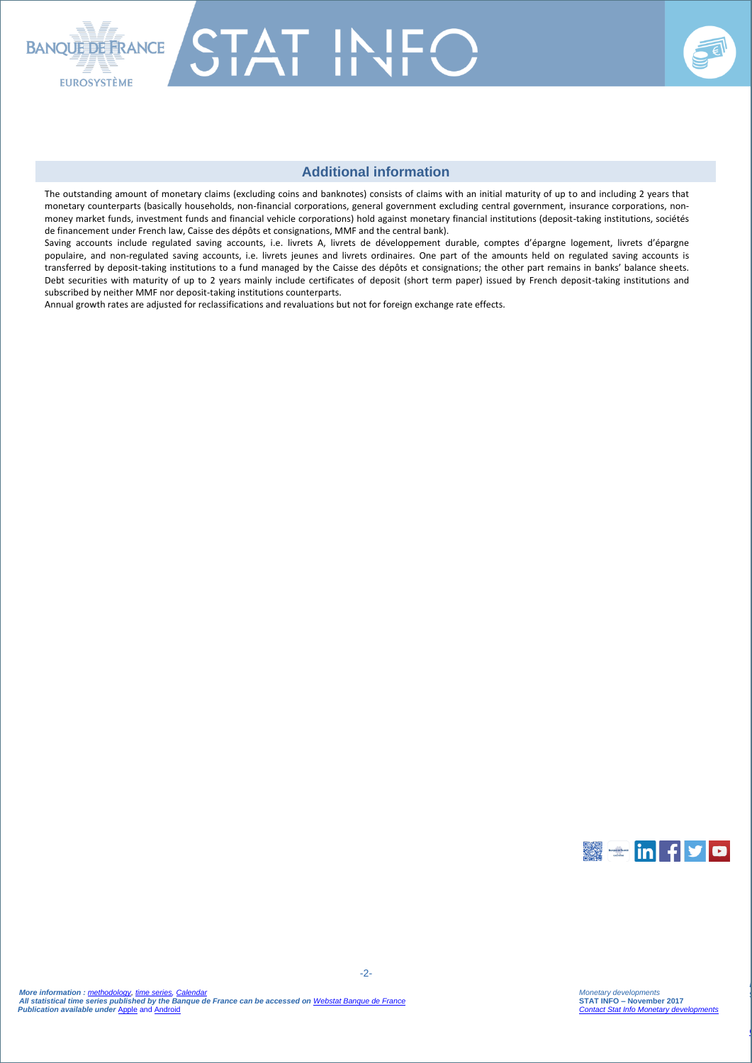## Additional information

The outstanding amount of monetary claims (excluding coins and banknotes) consists of claims with an initial maturity of up to and including 2 years that monetary counterparts (basically households, non-financial corporations, general government excluding central government, insurance corporations, non-money market funds, investment funds and financial vehicle corporations) hold against monetary financial institutions (deposit-taking institutions, sociétés de financement under French law, Caisse des dépôts et consignations, MMF and the central bank).

Saving accounts include regulated saving accounts, i.e. livrets A, livrets de développement durable, comptes d'épargne logement, livrets d'épargne populaire, and non-regulated saving accounts, i.e. livrets jeunes and livrets ordinaires. One part of the amounts held on regulated saving accounts is transferred by deposit-taking institutions to a fund managed by the Caisse des dépôts et consignations; the other part remains in banks' balance sheets. Debt securities with maturity of up to 2 years mainly include certificates of deposit (short term paper) issued by French deposit-taking institutions and subscribed by neither MMF nor deposit-taking institutions counterparts.

Annual growth rates are adjusted for reclassifications and revaluations but not for foreign exchange rate effects.